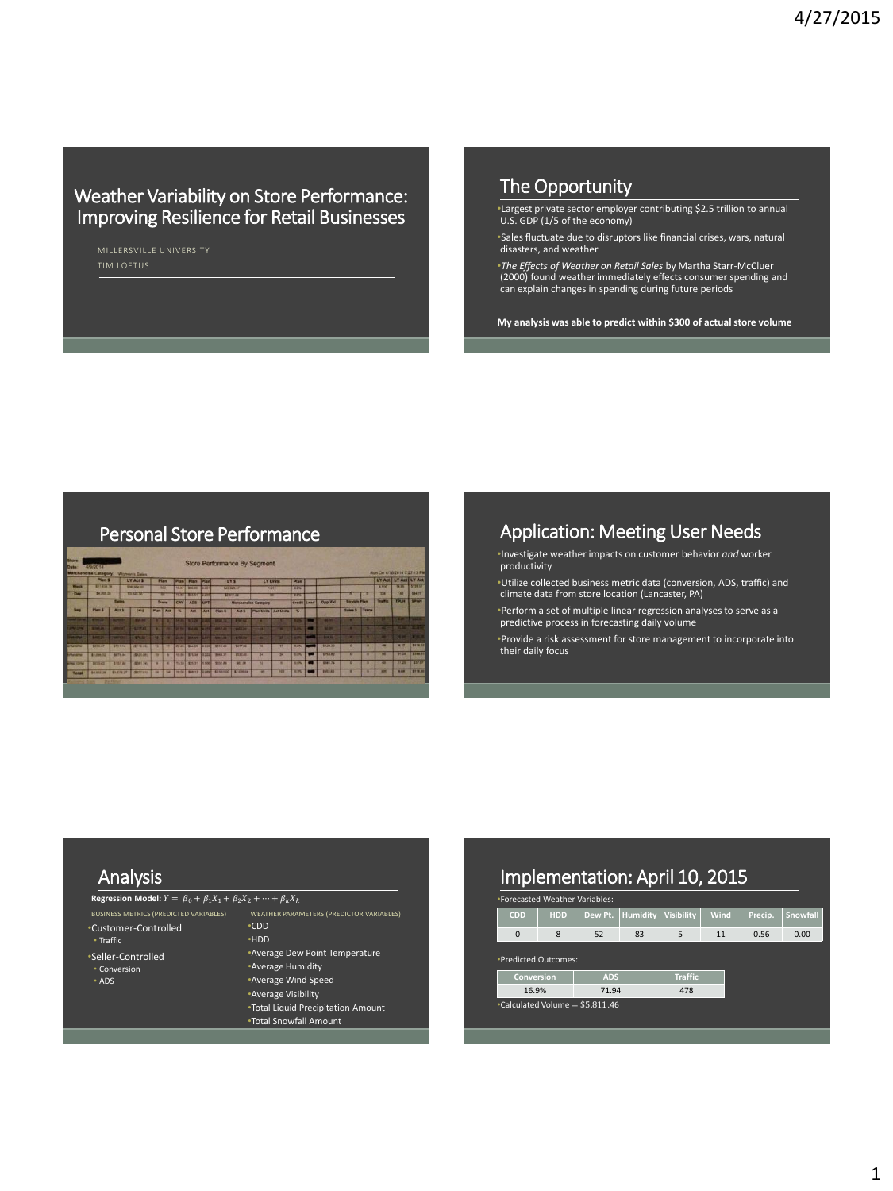# Weather Variability on Store Performance: Improving Resilience for Retail Businesses

MILLERSVILLE UNIVERSITY

TIM LOFTUS

## The Opportunity

- Largest private sector employer contributing $2.5 trillion to annual U.S. GDP (1/5 of the economy)
- Sales fluctuate due to disruptors like financial crises, wars, natural disasters, and weather
- *The Effects of Weather on Retail Sales* by Martha Starr-McCluer (2000) found weather immediately effects consumer spending and can explain changes in spending during future periods

**My analysis was able to predict within $300 of actual store volume**

## Personal Store Performance

## Application: Meeting User Needs

- Investigate weather impacts on customer behavior *and* worker productivity
- Utilize collected business metric data (conversion, ADS, traffic) and climate data from store location (Lancaster, PA)
- Perform a set of multiple linear regression analyses to serve as a predictive process in forecasting daily volume
- Provide a risk assessment for store management to incorporate into their daily focus

## Analysis

**Regression Model:** $Y = \beta_0 + \beta_1 X_1 + \beta_2 X_2 + \cdots + \beta_k X_k$

BUSINESS METRICS (PREDICTED VARIABLES)

- Customer-Controlled
  - Traffic
- Seller-Controlled
  - Conversion
  - ADS

WEATHER PARAMETERS (PREDICTOR VARIABLES)

- CDD
- HDD
- Average Dew Point Temperature
- Average Humidity
- Average Wind Speed
- Average Visibility
- Total Liquid Precipitation Amount
- Total Snowfall Amount

## Implementation: April 10, 2015

- Forecasted Weather Variables:

| CDD | HDD | Dew Pt. | Humidity | Visibility | Wind | Precip. | Snowfall |
|---|---|---|---|---|---|---|---|
| 0 | 8 | 52 | 83 | 5 | 11 | 0.56 | 0.00 |

- Predicted Outcomes:

| Conversion | ADS | Traffic |
|---|---|---|
| 16.9% | 71.94 | 478 |

- Calculated Volume = $5,811.46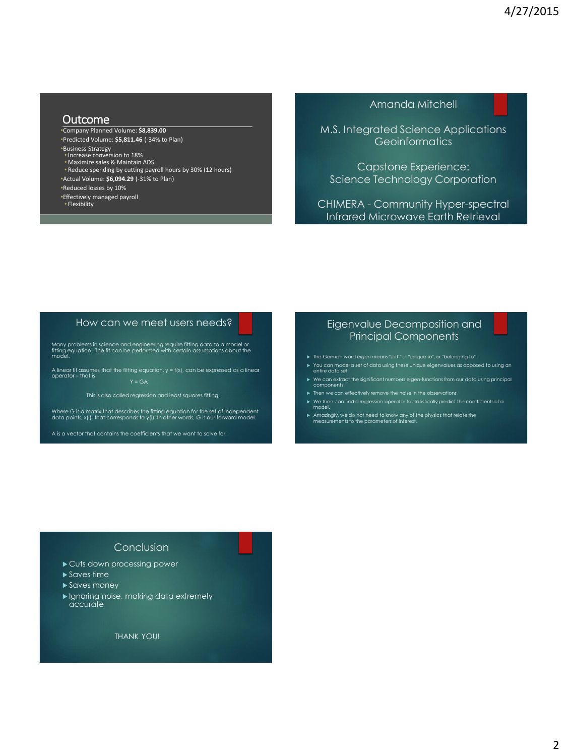## Outcome

- Company Planned Volume: **$8,839.00**
- Predicted Volume: **$5,811.46** (-34% to Plan)
- Business Strategy
  - Increase conversion to 18%
  - Maximize sales & Maintain ADS
  - Reduce spending by cutting payroll hours by 30% (12 hours)
- Actual Volume: **$6,094.29** (-31% to Plan)
- Reduced losses by 10%
- Effectively managed payroll
  - Flexibility

## Amanda Mitchell

M.S. Integrated Science Applications
Geoinformatics

Capstone Experience:
Science Technology Corporation

CHIMERA - Community Hyper-spectral Infrared Microwave Earth Retrieval

## How can we meet users needs?

Many problems in science and engineering require fitting data to a model or fitting equation. The fit can be performed with certain assumptions about the model.

A linear fit assumes that the fitting equation, $y = f(x)$, can be expressed as a linear operator – that is

$$Y = GA$$

This is also called regression and least squares fitting.

Where G is a matrix that describes the fitting equation for the set of independent data points, $x(i)$, that corresponds to $y(i)$. In other words, G is our forward model.

A is a vector that contains the coefficients that we want to solve for.

## Eigenvalue Decomposition and Principal Components

- The German word *eigen* means "self-" or "unique to", or "belonging to".
- You can model a set of data using these unique eigenvalues as opposed to using an entire data set
- We can extract the significant numbers eigen-functions from our data using principal components
- Then we can effectively remove the noise in the observations
- We then can find a regression operator to statistically predict the coefficients of a model.
- Amazingly, we do not need to know any of the physics that relate the measurements to the parameters of interest.

## Conclusion

- Cuts down processing power
- Saves time
- Saves money
- Ignoring noise, making data extremely accurate

THANK YOU!